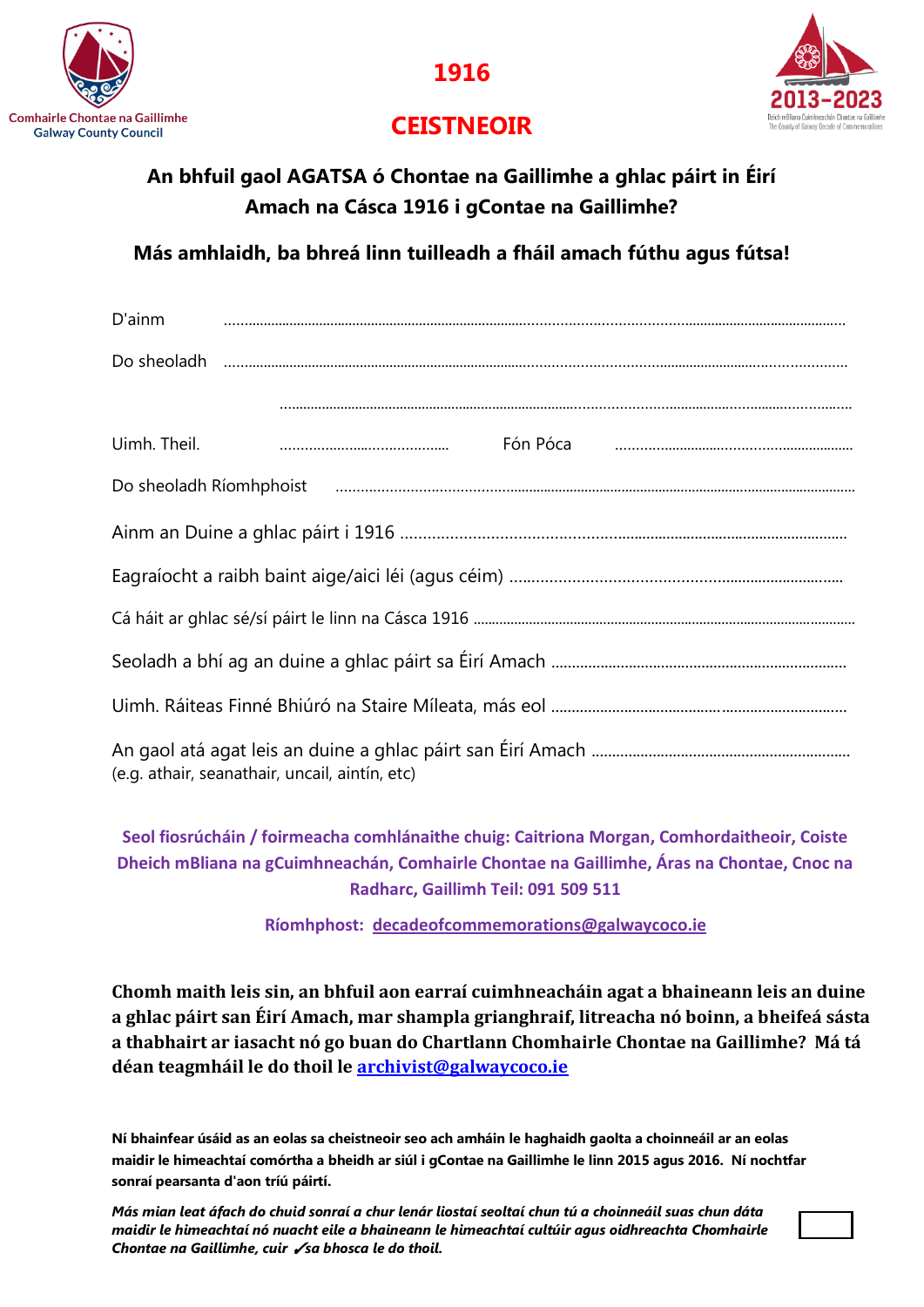Comhairle Chontae na Gaillimhe
Galway County Council

# 1916

# CEISTNEOIR

2013-2023
Deich mBliana Cuimhneachán Chontae na Gaillimhe
The County of Galway Decade of Commemorations

**An bhfuil gaol AGATSA ó Chontae na Gaillimhe a ghlac páirt in Éirí Amach na Cásca 1916 i gContae na Gaillimhe?**

**Más amhlaidh, ba bhreá linn tuilleadh a fháil amach fúthu agus fútsa!**

D'ainm ..............................................................................................................................

Do sheoladh ..............................................................................................................................

..............................................................................................................................

Uimh. Theil. .......................................... Fón Póca ..........................................

Do sheoladh Ríomhphoist ..............................................................................................................................

Ainm an Duine a ghlac páirt i 1916 ..............................................................................................................................

Eagraíocht a raibh baint aige/aici léi (agus céim) ..............................................................................................................................

Cá háit ar ghlac sé/sí páirt le linn na Cásca 1916 ..............................................................................................................................

Seoladh a bhí ag an duine a ghlac páirt sa Éirí Amach ..............................................................................................................................

Uimh. Ráiteas Finné Bhiúró na Staire Míleata, más eol ..............................................................................................................................

An gaol atá agat leis an duine a ghlac páirt san Éirí Amach ..............................................................................................................................
(e.g. athair, seanathair, uncail, aintín, etc)

**Seol fiosrúcháin / foirmeacha comhlánaithe chuig: Caitriona Morgan, Comhordaitheoir, Coiste Dheich mBliana na gCuimhneachán, Comhairle Chontae na Gaillimhe, Áras na Chontae, Cnoc na Radharc, Gaillimh Teil: 091 509 511**

**Ríomhphost: decadeofcommemorations@galwaycoco.ie**

**Chomh maith leis sin, an bhfuil aon earraí cuimhneacháin agat a bhaineann leis an duine a ghlac páirt san Éirí Amach, mar shampla grianghraif, litreacha nó boinn, a bheifeá sásta a thabhairt ar iasacht nó go buan do Chartlann Chomhairle Chontae na Gaillimhe? Má tá déan teagmháil le do thoil le archivist@galwaycoco.ie**

**Ní bhainfear úsáid as an eolas sa cheistneoir seo ach amháin le haghaidh gaolta a choinneáil ar an eolas maidir le himeachtaí comórtha a bheidh ar siúl i gContae na Gaillimhe le linn 2015 agus 2016. Ní nochtfar sonraí pearsanta d'aon tríú páirtí.**

***Más mian leat áfach do chuid sonraí a chur lenár liostaí seoltaí chun tú a choinneáil suas chun dáta maidir le himeachtaí nó nuacht eile a bhaineann le himeachtaí cultúir agus oidhreachta Chomhairle Chontae na Gaillimhe, cuir ✓sa bhosca le do thoil.*** ☐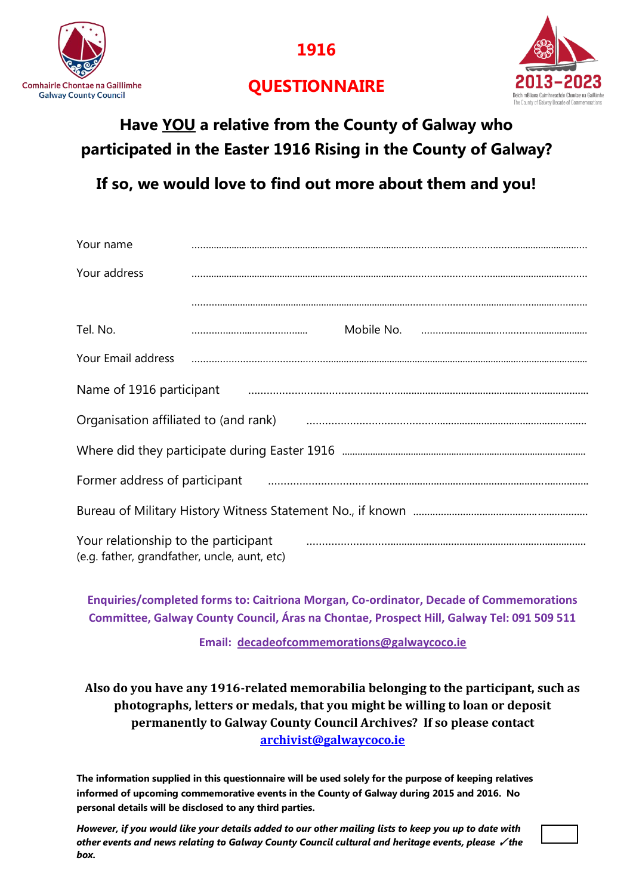Comhairle Chontae na Gaillimhe
Galway County Council

# 1916

# QUESTIONNAIRE

2013–2023
Deich mBliana Cuimhneacháin Chontae na Gaillimhe
The County of Galway Decade of Commemorations

## Have <u>YOU</u> a relative from the County of Galway who participated in the Easter 1916 Rising in the County of Galway?

## If so, we would love to find out more about them and you!

Your name ………………………………………………………………………………………………

Your address ………………………………………………………………………………………………

………………………………………………………………………………………………

Tel. No. ……………………………… Mobile No. ………………………………………

Your Email address ………………………………………………………………………………………

Name of 1916 participant ………………………………………………………………………………

Organisation affiliated to (and rank) ……………………………………………………………………

Where did they participate during Easter 1916 …………………………………………………………

Former address of participant ……………………………………………………………………………

Bureau of Military History Witness Statement No., if known ………………………………………

Your relationship to the participant ………………………………………………………………
(e.g. father, grandfather, uncle, aunt, etc)

**Enquiries/completed forms to: Caitriona Morgan, Co-ordinator, Decade of Commemorations Committee, Galway County Council, Áras na Chontae, Prospect Hill, Galway Tel: 091 509 511**

**Email: <u>decadeofcommemorations@galwaycoco.ie</u>**

**Also do you have any 1916-related memorabilia belonging to the participant, such as photographs, letters or medals, that you might be willing to loan or deposit permanently to Galway County Council Archives? If so please contact <u>archivist@galwaycoco.ie</u>**

**The information supplied in this questionnaire will be used solely for the purpose of keeping relatives informed of upcoming commemorative events in the County of Galway during 2015 and 2016. No personal details will be disclosed to any third parties.**

***However, if you would like your details added to our other mailing lists to keep you up to date with other events and news relating to Galway County Council cultural and heritage events, please ✓the box.*** ☐